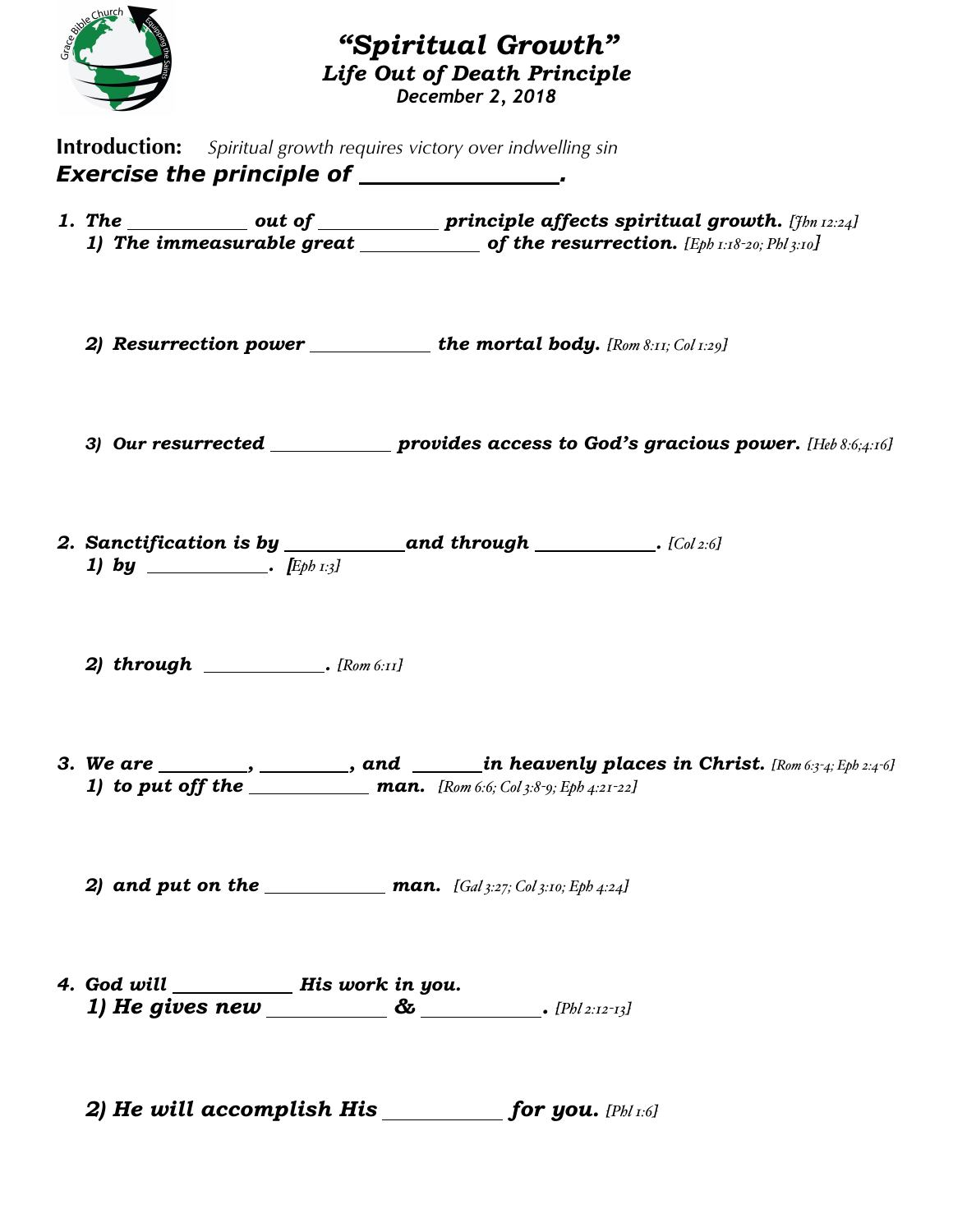# *"Spiritual Growth"*

## *Life Out of Death Principle*

***December 2, 2018***

**Introduction:** *Spiritual growth requires victory over indwelling sin*

***Exercise the principle of ______________.***

1. ***The __________ out of __________ principle affects spiritual growth.*** *[Jhn 12:24]*
   1) ***The immeasurable great __________ of the resurrection.*** *[Eph 1:18-20; Phl 3:10]*

   2) ***Resurrection power __________ the mortal body.*** *[Rom 8:11; Col 1:29]*

   3) ***Our resurrected __________ provides access to God's gracious power.*** *[Heb 8:6;4:16]*

2. ***Sanctification is by __________and through __________.*** *[Col 2:6]*
   1) ***by __________.*** *[Eph 1:3]*

   2) ***through __________.*** *[Rom 6:11]*

3. ***We are ________, ________, and ______in heavenly places in Christ.*** *[Rom 6:3-4; Eph 2:4-6]*
   1) ***to put off the __________ man.*** *[Rom 6:6; Col 3:8-9; Eph 4:21-22]*

   2) ***and put on the __________ man.*** *[Gal 3:27; Col 3:10; Eph 4:24]*

4. ***God will __________ His work in you.***
   1) ***He gives new __________ & __________.*** *[Phl 2:12-13]*

   2) ***He will accomplish His __________ for you.*** *[Phl 1:6]*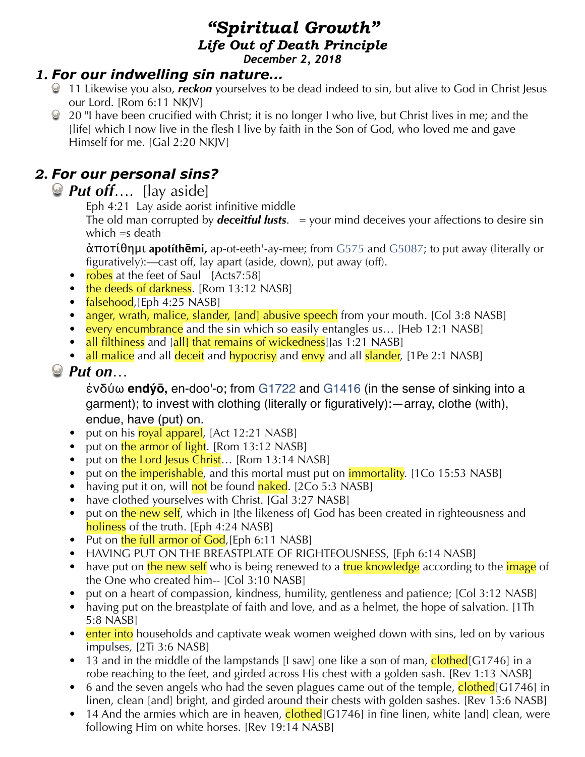# *“Spiritual Growth”*

## *Life Out of Death Principle*

*December 2, 2018*

## 1. *For our indwelling sin nature…*

- 11 Likewise you also, ***reckon*** yourselves to be dead indeed to sin, but alive to God in Christ Jesus our Lord. [Rom 6:11 NKJV]
- 20 "I have been crucified with Christ; it is no longer I who live, but Christ lives in me; and the [life] which I now live in the flesh I live by faith in the Son of God, who loved me and gave Himself for me. [Gal 2:20 NKJV]

## 2. *For our personal sins?*

- ***Put off****….* [lay aside]

  Eph 4:21 Lay aside aorist infinitive middle

  The old man corrupted by ***deceitful lusts***. = your mind deceives your affections to desire sin which =s death

  ἀποτίθημι **apotíthēmi,** ap-ot-eeth'-ay-mee; from G575 and G5087; to put away (literally or figuratively):—cast off, lay apart (aside, down), put away (off).

  - robes at the feet of Saul [Acts7:58]
  - the deeds of darkness. [Rom 13:12 NASB]
  - falsehood,[Eph 4:25 NASB]
  - anger, wrath, malice, slander, [and] abusive speech from your mouth. [Col 3:8 NASB]
  - every encumbrance and the sin which so easily entangles us… [Heb 12:1 NASB]
  - all filthiness and [all] that remains of wickedness[Jas 1:21 NASB]
  - all malice and all deceit and hypocrisy and envy and all slander, [1Pe 2:1 NASB]

- ***Put on****…*

  ἐνδύω **endýō,** en-doo'-o; from G1722 and G1416 (in the sense of sinking into a garment); to invest with clothing (literally or figuratively):—array, clothe (with), endue, have (put) on.

  - put on his royal apparel, [Act 12:21 NASB]
  - put on the armor of light. [Rom 13:12 NASB]
  - put on the Lord Jesus Christ… [Rom 13:14 NASB]
  - put on the imperishable, and this mortal must put on immortality. [1Co 15:53 NASB]
  - having put it on, will not be found naked. [2Co 5:3 NASB]
  - have clothed yourselves with Christ. [Gal 3:27 NASB]
  - put on the new self, which in [the likeness of] God has been created in righteousness and holiness of the truth. [Eph 4:24 NASB]
  - Put on the full armor of God,[Eph 6:11 NASB]
  - HAVING PUT ON THE BREASTPLATE OF RIGHTEOUSNESS, [Eph 6:14 NASB]
  - have put on the new self who is being renewed to a true knowledge according to the image of the One who created him-- [Col 3:10 NASB]
  - put on a heart of compassion, kindness, humility, gentleness and patience; [Col 3:12 NASB]
  - having put on the breastplate of faith and love, and as a helmet, the hope of salvation. [1Th 5:8 NASB]
  - enter into households and captivate weak women weighed down with sins, led on by various impulses, [2Ti 3:6 NASB]
  - 13 and in the middle of the lampstands [I saw] one like a son of man, clothed[G1746] in a robe reaching to the feet, and girded across His chest with a golden sash. [Rev 1:13 NASB]
  - 6 and the seven angels who had the seven plagues came out of the temple, clothed[G1746] in linen, clean [and] bright, and girded around their chests with golden sashes. [Rev 15:6 NASB]
  - 14 And the armies which are in heaven, clothed[G1746] in fine linen, white [and] clean, were following Him on white horses. [Rev 19:14 NASB]